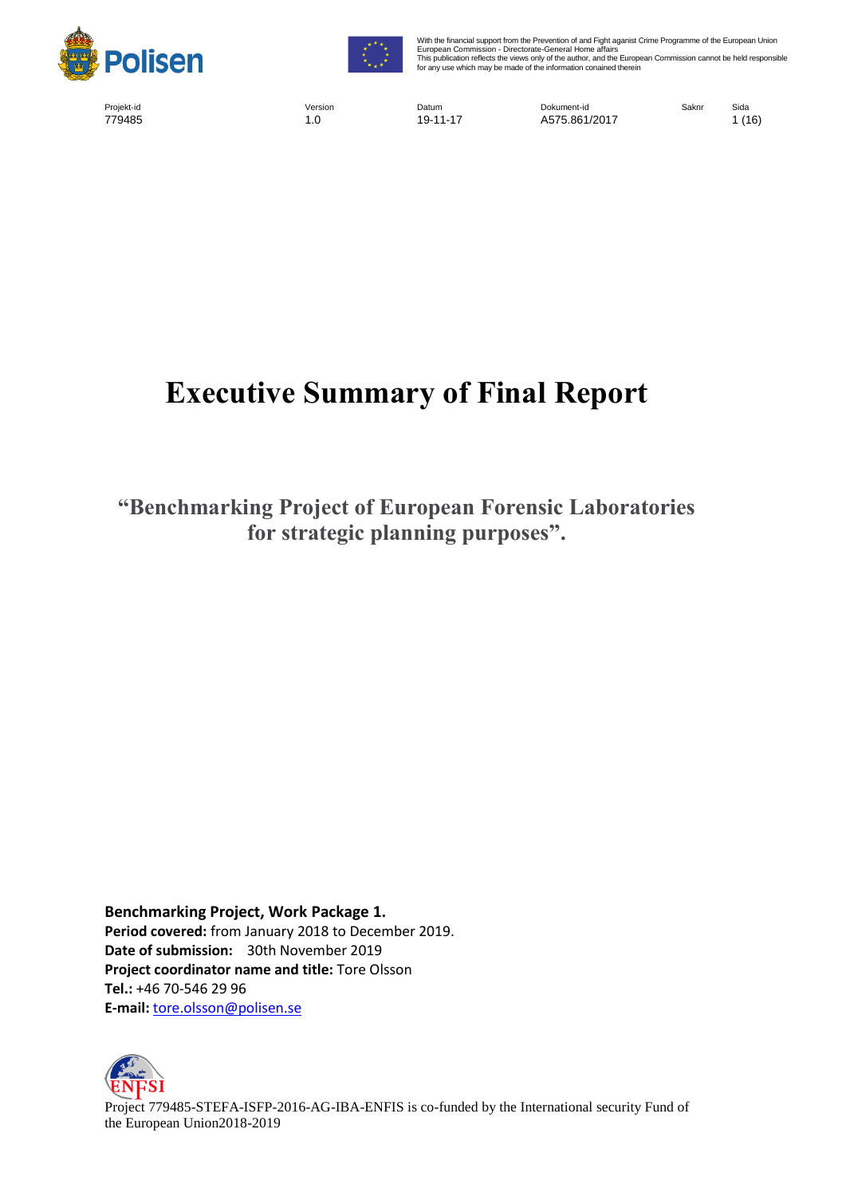With the financial support from the Prevention of and Fight aganist Crime Programme of the European Union
European Commission - Directorate-General Home affairs
This publication reflects the views only of the author, and the European Commission cannot be held responsible for any use which may be made of the information conained therein

| Projekt-id | Version | Datum | Dokument-id | Saknr | Sida |
|---|---|---|---|---|---|
| 779485 | 1.0 | 19-11-17 | A575.861/2017 | | 1 (16) |

# Executive Summary of Final Report

## "Benchmarking Project of European Forensic Laboratories for strategic planning purposes".

**Benchmarking Project, Work Package 1.**
**Period covered:** from January 2018 to December 2019.
**Date of submission:** 30th November 2019
**Project coordinator name and title:** Tore Olsson
**Tel.:** +46 70-546 29 96
**E-mail:** tore.olsson@polisen.se

Project 779485-STEFA-ISFP-2016-AG-IBA-ENFIS is co-funded by the International security Fund of the European Union2018-2019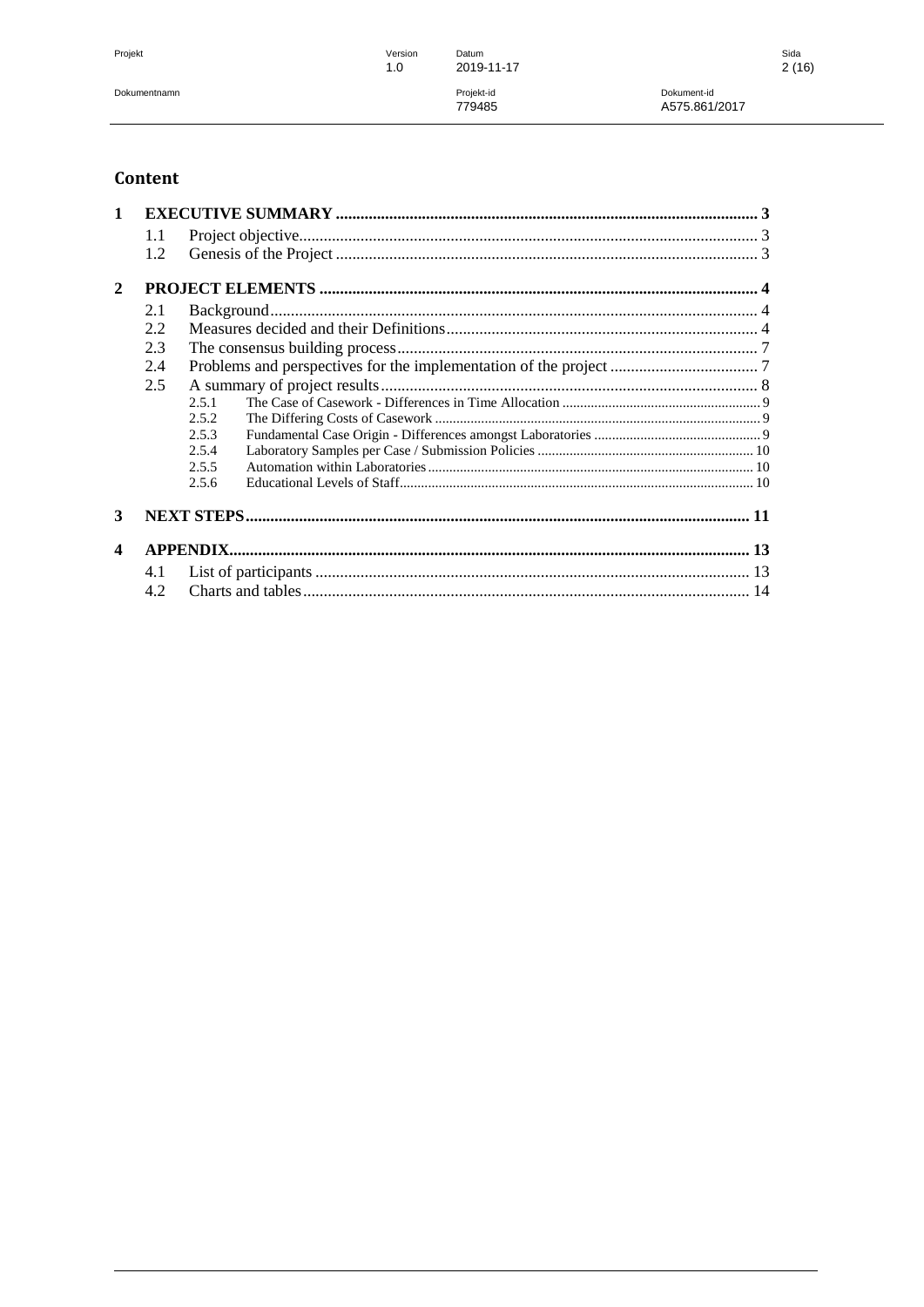## Content

1 EXECUTIVE SUMMARY ..... 3
- 1.1 Project objective ..... 3
- 1.2 Genesis of the Project ..... 3

2 PROJECT ELEMENTS ..... 4
- 2.1 Background ..... 4
- 2.2 Measures decided and their Definitions ..... 4
- 2.3 The consensus building process ..... 7
- 2.4 Problems and perspectives for the implementation of the project ..... 7
- 2.5 A summary of project results ..... 8
  - 2.5.1 The Case of Casework - Differences in Time Allocation ..... 9
  - 2.5.2 The Differing Costs of Casework ..... 9
  - 2.5.3 Fundamental Case Origin - Differences amongst Laboratories ..... 9
  - 2.5.4 Laboratory Samples per Case / Submission Policies ..... 10
  - 2.5.5 Automation within Laboratories ..... 10
  - 2.5.6 Educational Levels of Staff ..... 10

3 NEXT STEPS ..... 11

4 APPENDIX ..... 13
- 4.1 List of participants ..... 13
- 4.2 Charts and tables ..... 14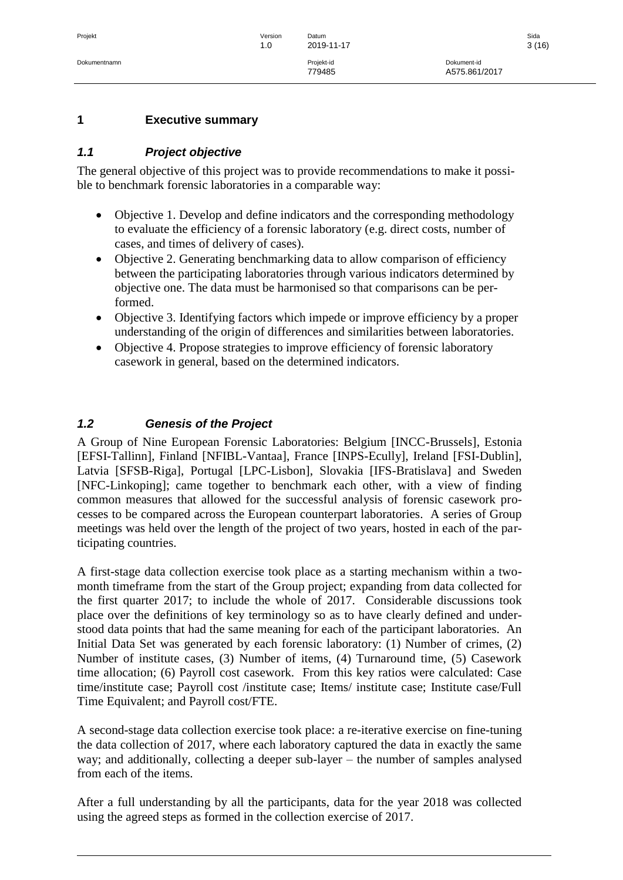# 1 Executive summary

## *1.1 Project objective*

The general objective of this project was to provide recommendations to make it possible to benchmark forensic laboratories in a comparable way:

- Objective 1. Develop and define indicators and the corresponding methodology to evaluate the efficiency of a forensic laboratory (e.g. direct costs, number of cases, and times of delivery of cases).
- Objective 2. Generating benchmarking data to allow comparison of efficiency between the participating laboratories through various indicators determined by objective one. The data must be harmonised so that comparisons can be performed.
- Objective 3. Identifying factors which impede or improve efficiency by a proper understanding of the origin of differences and similarities between laboratories.
- Objective 4. Propose strategies to improve efficiency of forensic laboratory casework in general, based on the determined indicators.

## *1.2 Genesis of the Project*

A Group of Nine European Forensic Laboratories: Belgium [INCC-Brussels], Estonia [EFSI-Tallinn], Finland [NFIBL-Vantaa], France [INPS-Ecully], Ireland [FSI-Dublin], Latvia [SFSB-Riga], Portugal [LPC-Lisbon], Slovakia [IFS-Bratislava] and Sweden [NFC-Linkoping]; came together to benchmark each other, with a view of finding common measures that allowed for the successful analysis of forensic casework processes to be compared across the European counterpart laboratories. A series of Group meetings was held over the length of the project of two years, hosted in each of the participating countries.

A first-stage data collection exercise took place as a starting mechanism within a two-month timeframe from the start of the Group project; expanding from data collected for the first quarter 2017; to include the whole of 2017. Considerable discussions took place over the definitions of key terminology so as to have clearly defined and understood data points that had the same meaning for each of the participant laboratories. An Initial Data Set was generated by each forensic laboratory: (1) Number of crimes, (2) Number of institute cases, (3) Number of items, (4) Turnaround time, (5) Casework time allocation; (6) Payroll cost casework. From this key ratios were calculated: Case time/institute case; Payroll cost /institute case; Items/ institute case; Institute case/Full Time Equivalent; and Payroll cost/FTE.

A second-stage data collection exercise took place: a re-iterative exercise on fine-tuning the data collection of 2017, where each laboratory captured the data in exactly the same way; and additionally, collecting a deeper sub-layer – the number of samples analysed from each of the items.

After a full understanding by all the participants, data for the year 2018 was collected using the agreed steps as formed in the collection exercise of 2017.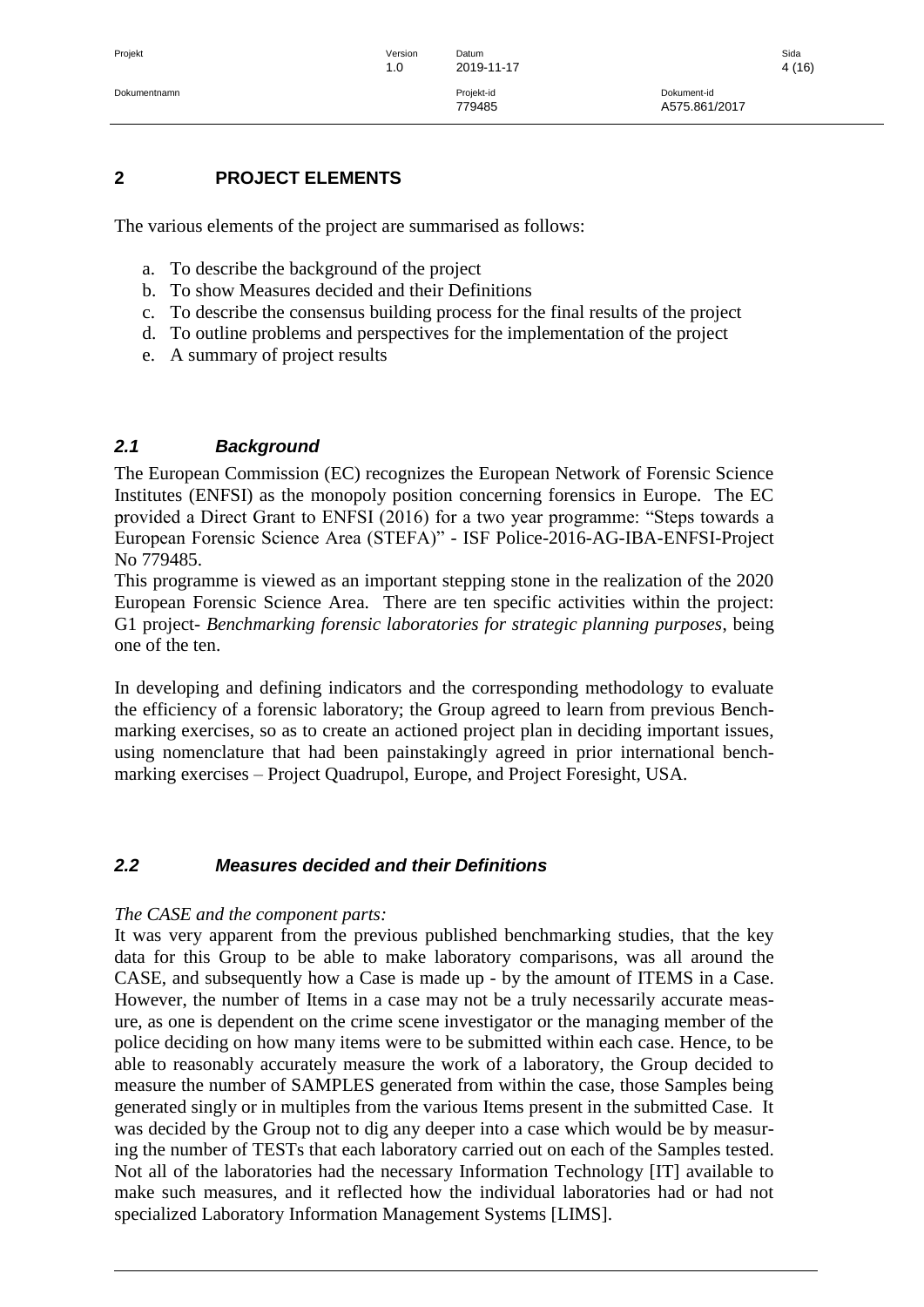## 2 PROJECT ELEMENTS

The various elements of the project are summarised as follows:

a. To describe the background of the project
b. To show Measures decided and their Definitions
c. To describe the consensus building process for the final results of the project
d. To outline problems and perspectives for the implementation of the project
e. A summary of project results

### *2.1 Background*

The European Commission (EC) recognizes the European Network of Forensic Science Institutes (ENFSI) as the monopoly position concerning forensics in Europe. The EC provided a Direct Grant to ENFSI (2016) for a two year programme: "Steps towards a European Forensic Science Area (STEFA)" - ISF Police-2016-AG-IBA-ENFSI-Project No 779485.

This programme is viewed as an important stepping stone in the realization of the 2020 European Forensic Science Area. There are ten specific activities within the project: G1 project- *Benchmarking forensic laboratories for strategic planning purposes*, being one of the ten.

In developing and defining indicators and the corresponding methodology to evaluate the efficiency of a forensic laboratory; the Group agreed to learn from previous Benchmarking exercises, so as to create an actioned project plan in deciding important issues, using nomenclature that had been painstakingly agreed in prior international benchmarking exercises – Project Quadrupol, Europe, and Project Foresight, USA.

### *2.2 Measures decided and their Definitions*

*The CASE and the component parts:*

It was very apparent from the previous published benchmarking studies, that the key data for this Group to be able to make laboratory comparisons, was all around the CASE, and subsequently how a Case is made up - by the amount of ITEMS in a Case. However, the number of Items in a case may not be a truly necessarily accurate measure, as one is dependent on the crime scene investigator or the managing member of the police deciding on how many items were to be submitted within each case. Hence, to be able to reasonably accurately measure the work of a laboratory, the Group decided to measure the number of SAMPLES generated from within the case, those Samples being generated singly or in multiples from the various Items present in the submitted Case. It was decided by the Group not to dig any deeper into a case which would be by measuring the number of TESTs that each laboratory carried out on each of the Samples tested. Not all of the laboratories had the necessary Information Technology [IT] available to make such measures, and it reflected how the individual laboratories had or had not specialized Laboratory Information Management Systems [LIMS].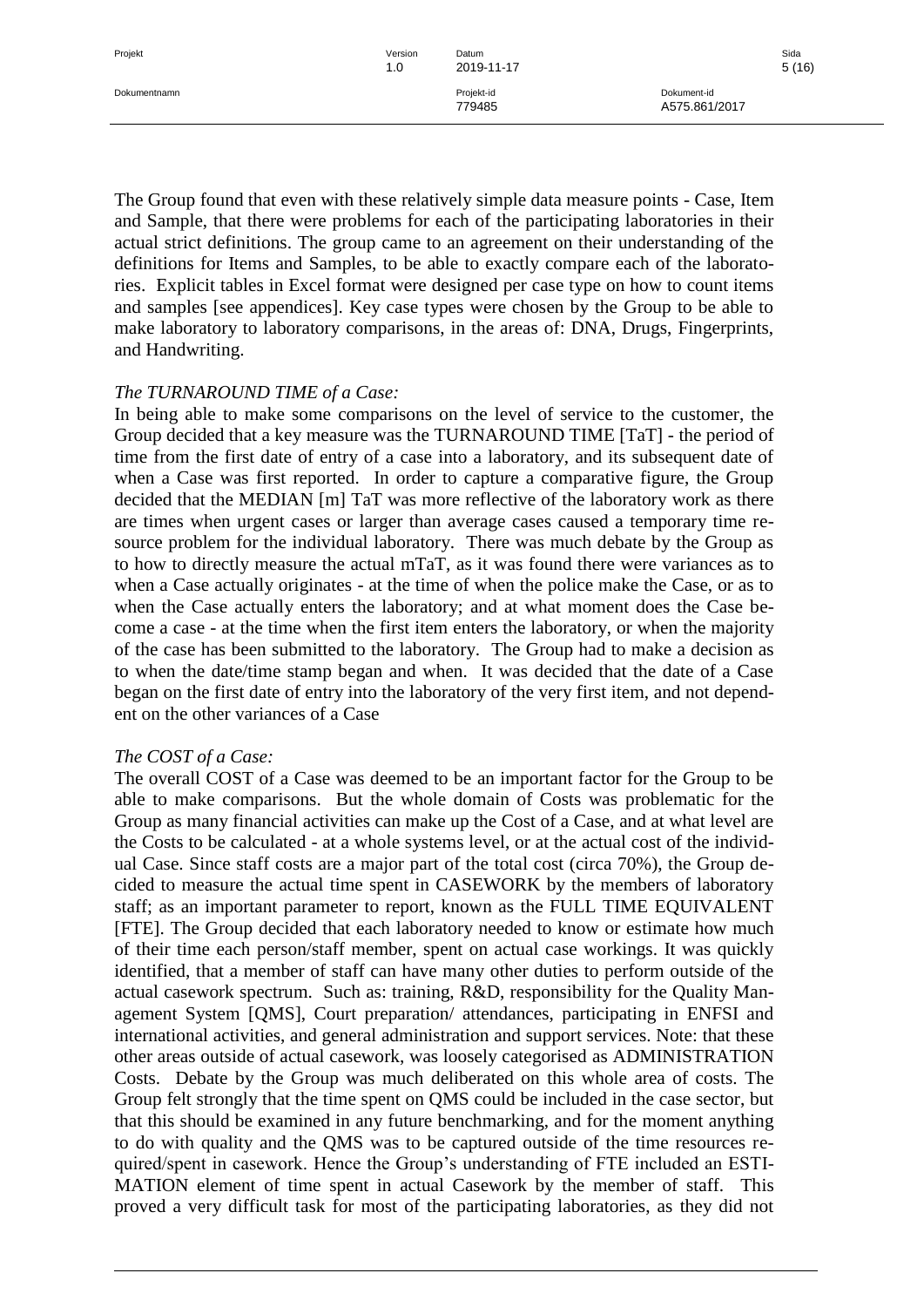The Group found that even with these relatively simple data measure points - Case, Item and Sample, that there were problems for each of the participating laboratories in their actual strict definitions. The group came to an agreement on their understanding of the definitions for Items and Samples, to be able to exactly compare each of the laboratories. Explicit tables in Excel format were designed per case type on how to count items and samples [see appendices]. Key case types were chosen by the Group to be able to make laboratory to laboratory comparisons, in the areas of: DNA, Drugs, Fingerprints, and Handwriting.

*The TURNAROUND TIME of a Case:*

In being able to make some comparisons on the level of service to the customer, the Group decided that a key measure was the TURNAROUND TIME [TaT] - the period of time from the first date of entry of a case into a laboratory, and its subsequent date of when a Case was first reported. In order to capture a comparative figure, the Group decided that the MEDIAN [m] TaT was more reflective of the laboratory work as there are times when urgent cases or larger than average cases caused a temporary time resource problem for the individual laboratory. There was much debate by the Group as to how to directly measure the actual mTaT, as it was found there were variances as to when a Case actually originates - at the time of when the police make the Case, or as to when the Case actually enters the laboratory; and at what moment does the Case become a case - at the time when the first item enters the laboratory, or when the majority of the case has been submitted to the laboratory. The Group had to make a decision as to when the date/time stamp began and when. It was decided that the date of a Case began on the first date of entry into the laboratory of the very first item, and not dependent on the other variances of a Case

*The COST of a Case:*

The overall COST of a Case was deemed to be an important factor for the Group to be able to make comparisons. But the whole domain of Costs was problematic for the Group as many financial activities can make up the Cost of a Case, and at what level are the Costs to be calculated - at a whole systems level, or at the actual cost of the individual Case. Since staff costs are a major part of the total cost (circa 70%), the Group decided to measure the actual time spent in CASEWORK by the members of laboratory staff; as an important parameter to report, known as the FULL TIME EQUIVALENT [FTE]. The Group decided that each laboratory needed to know or estimate how much of their time each person/staff member, spent on actual case workings. It was quickly identified, that a member of staff can have many other duties to perform outside of the actual casework spectrum. Such as: training, R&D, responsibility for the Quality Management System [QMS], Court preparation/ attendances, participating in ENFSI and international activities, and general administration and support services. Note: that these other areas outside of actual casework, was loosely categorised as ADMINISTRATION Costs. Debate by the Group was much deliberated on this whole area of costs. The Group felt strongly that the time spent on QMS could be included in the case sector, but that this should be examined in any future benchmarking, and for the moment anything to do with quality and the QMS was to be captured outside of the time resources required/spent in casework. Hence the Group's understanding of FTE included an ESTIMATION element of time spent in actual Casework by the member of staff. This proved a very difficult task for most of the participating laboratories, as they did not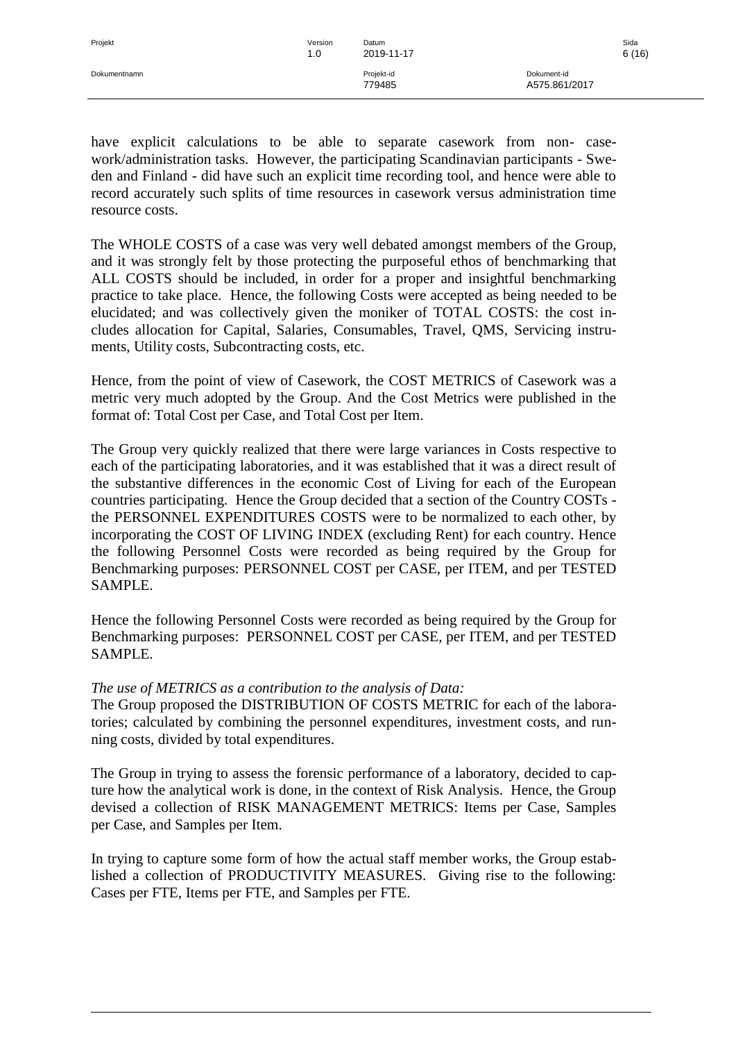have explicit calculations to be able to separate casework from non- casework/administration tasks. However, the participating Scandinavian participants - Sweden and Finland - did have such an explicit time recording tool, and hence were able to record accurately such splits of time resources in casework versus administration time resource costs.

The WHOLE COSTS of a case was very well debated amongst members of the Group, and it was strongly felt by those protecting the purposeful ethos of benchmarking that ALL COSTS should be included, in order for a proper and insightful benchmarking practice to take place. Hence, the following Costs were accepted as being needed to be elucidated; and was collectively given the moniker of TOTAL COSTS: the cost includes allocation for Capital, Salaries, Consumables, Travel, QMS, Servicing instruments, Utility costs, Subcontracting costs, etc.

Hence, from the point of view of Casework, the COST METRICS of Casework was a metric very much adopted by the Group. And the Cost Metrics were published in the format of: Total Cost per Case, and Total Cost per Item.

The Group very quickly realized that there were large variances in Costs respective to each of the participating laboratories, and it was established that it was a direct result of the substantive differences in the economic Cost of Living for each of the European countries participating. Hence the Group decided that a section of the Country COSTs - the PERSONNEL EXPENDITURES COSTS were to be normalized to each other, by incorporating the COST OF LIVING INDEX (excluding Rent) for each country. Hence the following Personnel Costs were recorded as being required by the Group for Benchmarking purposes: PERSONNEL COST per CASE, per ITEM, and per TESTED SAMPLE.

Hence the following Personnel Costs were recorded as being required by the Group for Benchmarking purposes: PERSONNEL COST per CASE, per ITEM, and per TESTED SAMPLE.

*The use of METRICS as a contribution to the analysis of Data:*
The Group proposed the DISTRIBUTION OF COSTS METRIC for each of the laboratories; calculated by combining the personnel expenditures, investment costs, and running costs, divided by total expenditures.

The Group in trying to assess the forensic performance of a laboratory, decided to capture how the analytical work is done, in the context of Risk Analysis. Hence, the Group devised a collection of RISK MANAGEMENT METRICS: Items per Case, Samples per Case, and Samples per Item.

In trying to capture some form of how the actual staff member works, the Group established a collection of PRODUCTIVITY MEASURES. Giving rise to the following: Cases per FTE, Items per FTE, and Samples per FTE.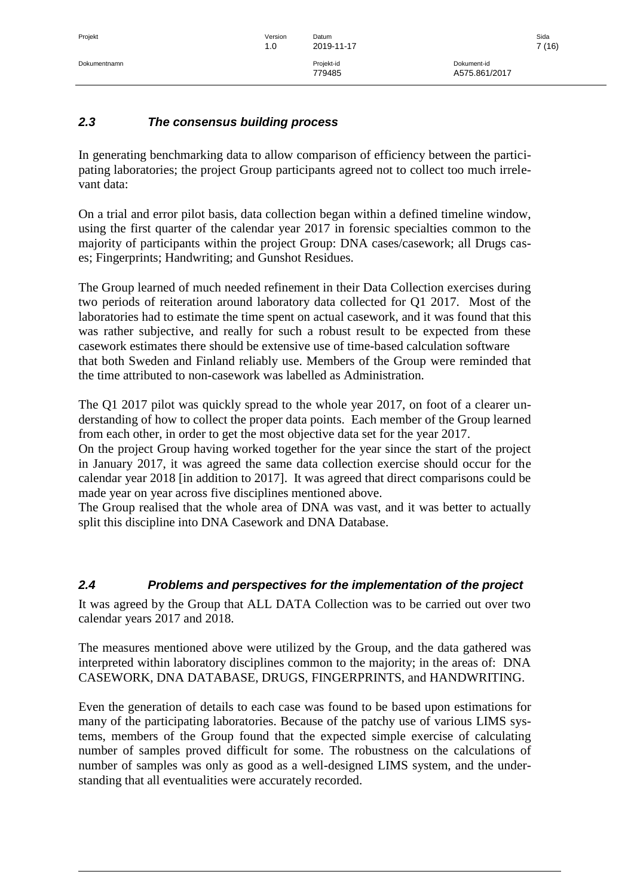### 2.3 The consensus building process

In generating benchmarking data to allow comparison of efficiency between the participating laboratories; the project Group participants agreed not to collect too much irrelevant data:

On a trial and error pilot basis, data collection began within a defined timeline window, using the first quarter of the calendar year 2017 in forensic specialties common to the majority of participants within the project Group: DNA cases/casework; all Drugs cases; Fingerprints; Handwriting; and Gunshot Residues.

The Group learned of much needed refinement in their Data Collection exercises during two periods of reiteration around laboratory data collected for Q1 2017. Most of the laboratories had to estimate the time spent on actual casework, and it was found that this was rather subjective, and really for such a robust result to be expected from these casework estimates there should be extensive use of time-based calculation software that both Sweden and Finland reliably use. Members of the Group were reminded that the time attributed to non-casework was labelled as Administration.

The Q1 2017 pilot was quickly spread to the whole year 2017, on foot of a clearer understanding of how to collect the proper data points. Each member of the Group learned from each other, in order to get the most objective data set for the year 2017.
On the project Group having worked together for the year since the start of the project in January 2017, it was agreed the same data collection exercise should occur for the calendar year 2018 [in addition to 2017]. It was agreed that direct comparisons could be made year on year across five disciplines mentioned above.
The Group realised that the whole area of DNA was vast, and it was better to actually split this discipline into DNA Casework and DNA Database.

### 2.4 Problems and perspectives for the implementation of the project

It was agreed by the Group that ALL DATA Collection was to be carried out over two calendar years 2017 and 2018.

The measures mentioned above were utilized by the Group, and the data gathered was interpreted within laboratory disciplines common to the majority; in the areas of: DNA CASEWORK, DNA DATABASE, DRUGS, FINGERPRINTS, and HANDWRITING.

Even the generation of details to each case was found to be based upon estimations for many of the participating laboratories. Because of the patchy use of various LIMS systems, members of the Group found that the expected simple exercise of calculating number of samples proved difficult for some. The robustness on the calculations of number of samples was only as good as a well-designed LIMS system, and the understanding that all eventualities were accurately recorded.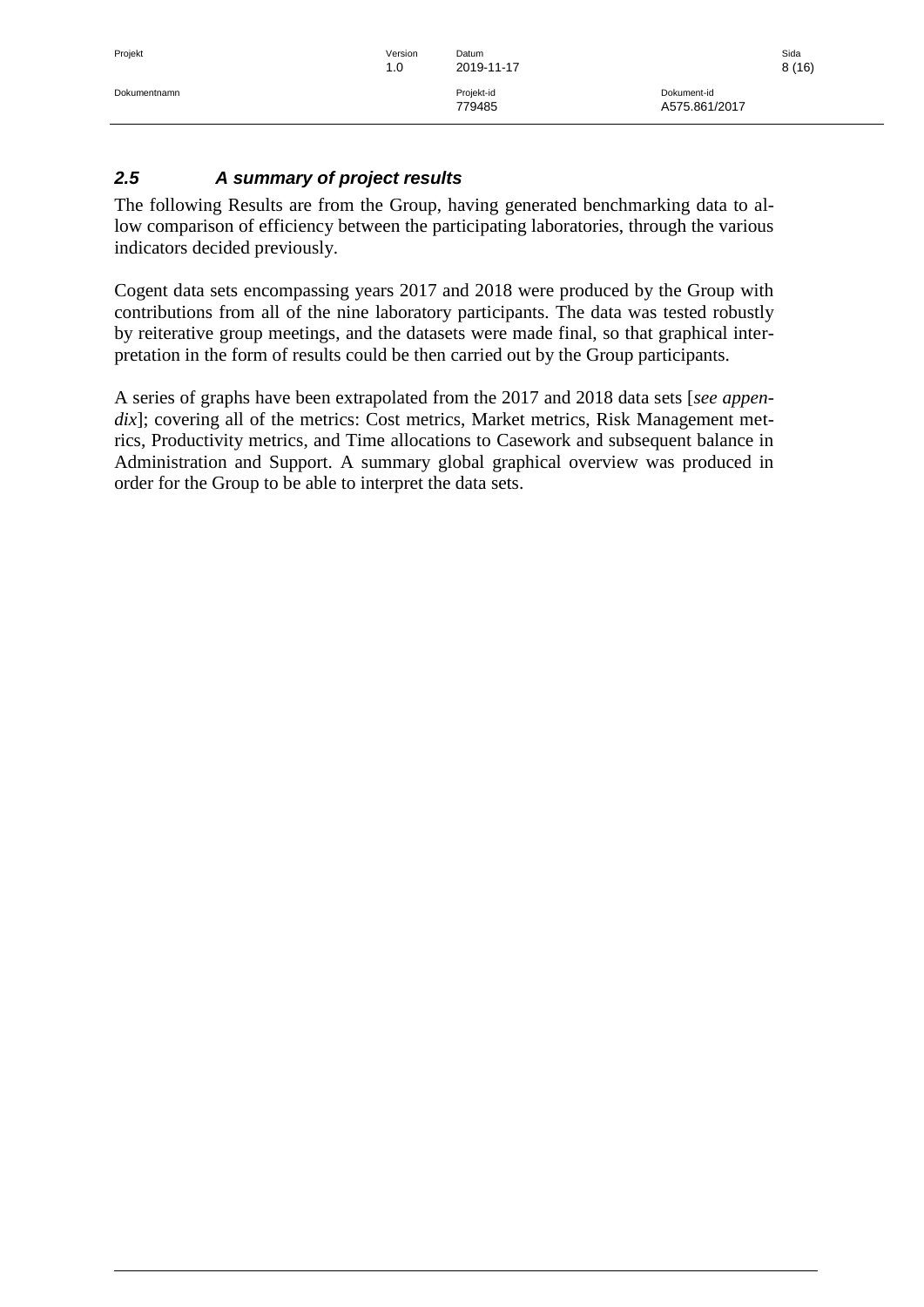### *2.5 A summary of project results*

The following Results are from the Group, having generated benchmarking data to allow comparison of efficiency between the participating laboratories, through the various indicators decided previously.

Cogent data sets encompassing years 2017 and 2018 were produced by the Group with contributions from all of the nine laboratory participants. The data was tested robustly by reiterative group meetings, and the datasets were made final, so that graphical interpretation in the form of results could be then carried out by the Group participants.

A series of graphs have been extrapolated from the 2017 and 2018 data sets [*see appendix*]; covering all of the metrics: Cost metrics, Market metrics, Risk Management metrics, Productivity metrics, and Time allocations to Casework and subsequent balance in Administration and Support. A summary global graphical overview was produced in order for the Group to be able to interpret the data sets.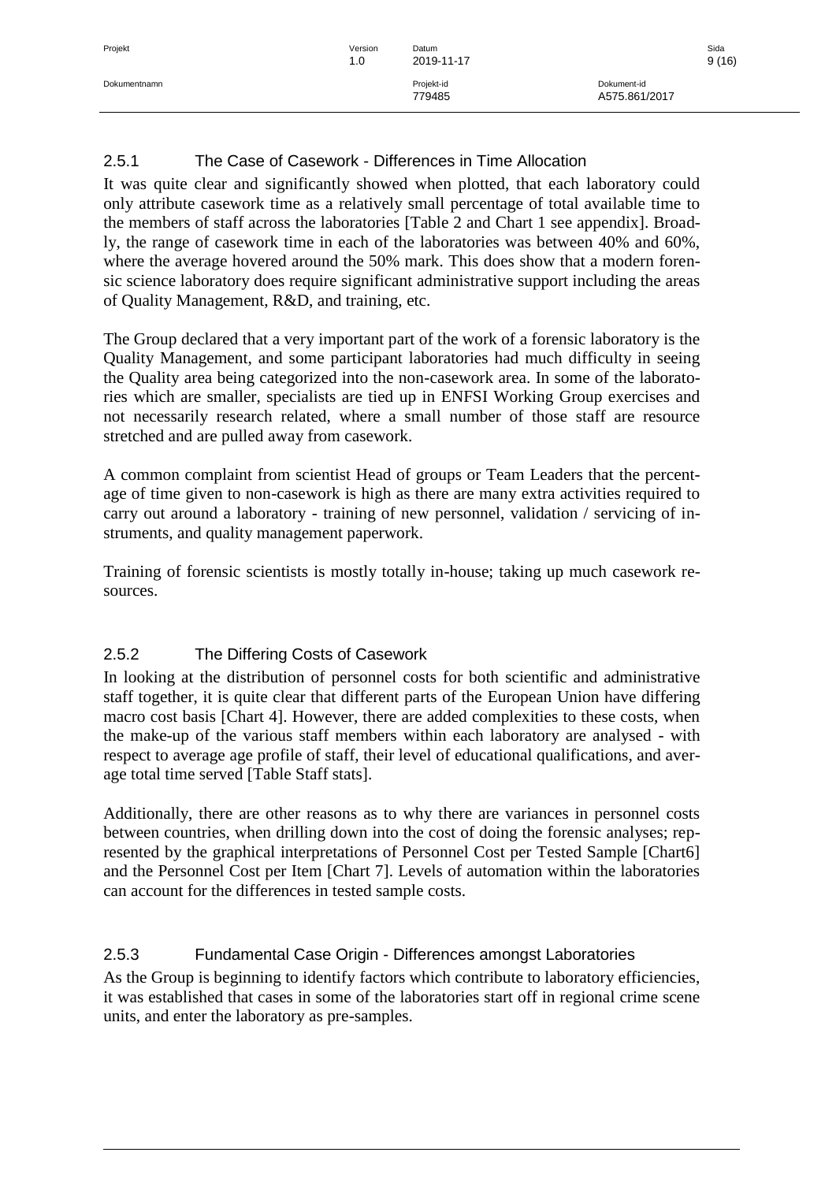### 2.5.1 The Case of Casework - Differences in Time Allocation

It was quite clear and significantly showed when plotted, that each laboratory could only attribute casework time as a relatively small percentage of total available time to the members of staff across the laboratories [Table 2 and Chart 1 see appendix]. Broadly, the range of casework time in each of the laboratories was between 40% and 60%, where the average hovered around the 50% mark. This does show that a modern forensic science laboratory does require significant administrative support including the areas of Quality Management, R&D, and training, etc.

The Group declared that a very important part of the work of a forensic laboratory is the Quality Management, and some participant laboratories had much difficulty in seeing the Quality area being categorized into the non-casework area. In some of the laboratories which are smaller, specialists are tied up in ENFSI Working Group exercises and not necessarily research related, where a small number of those staff are resource stretched and are pulled away from casework.

A common complaint from scientist Head of groups or Team Leaders that the percentage of time given to non-casework is high as there are many extra activities required to carry out around a laboratory - training of new personnel, validation / servicing of instruments, and quality management paperwork.

Training of forensic scientists is mostly totally in-house; taking up much casework resources.

### 2.5.2 The Differing Costs of Casework

In looking at the distribution of personnel costs for both scientific and administrative staff together, it is quite clear that different parts of the European Union have differing macro cost basis [Chart 4]. However, there are added complexities to these costs, when the make-up of the various staff members within each laboratory are analysed - with respect to average age profile of staff, their level of educational qualifications, and average total time served [Table Staff stats].

Additionally, there are other reasons as to why there are variances in personnel costs between countries, when drilling down into the cost of doing the forensic analyses; represented by the graphical interpretations of Personnel Cost per Tested Sample [Chart6] and the Personnel Cost per Item [Chart 7]. Levels of automation within the laboratories can account for the differences in tested sample costs.

### 2.5.3 Fundamental Case Origin - Differences amongst Laboratories

As the Group is beginning to identify factors which contribute to laboratory efficiencies, it was established that cases in some of the laboratories start off in regional crime scene units, and enter the laboratory as pre-samples.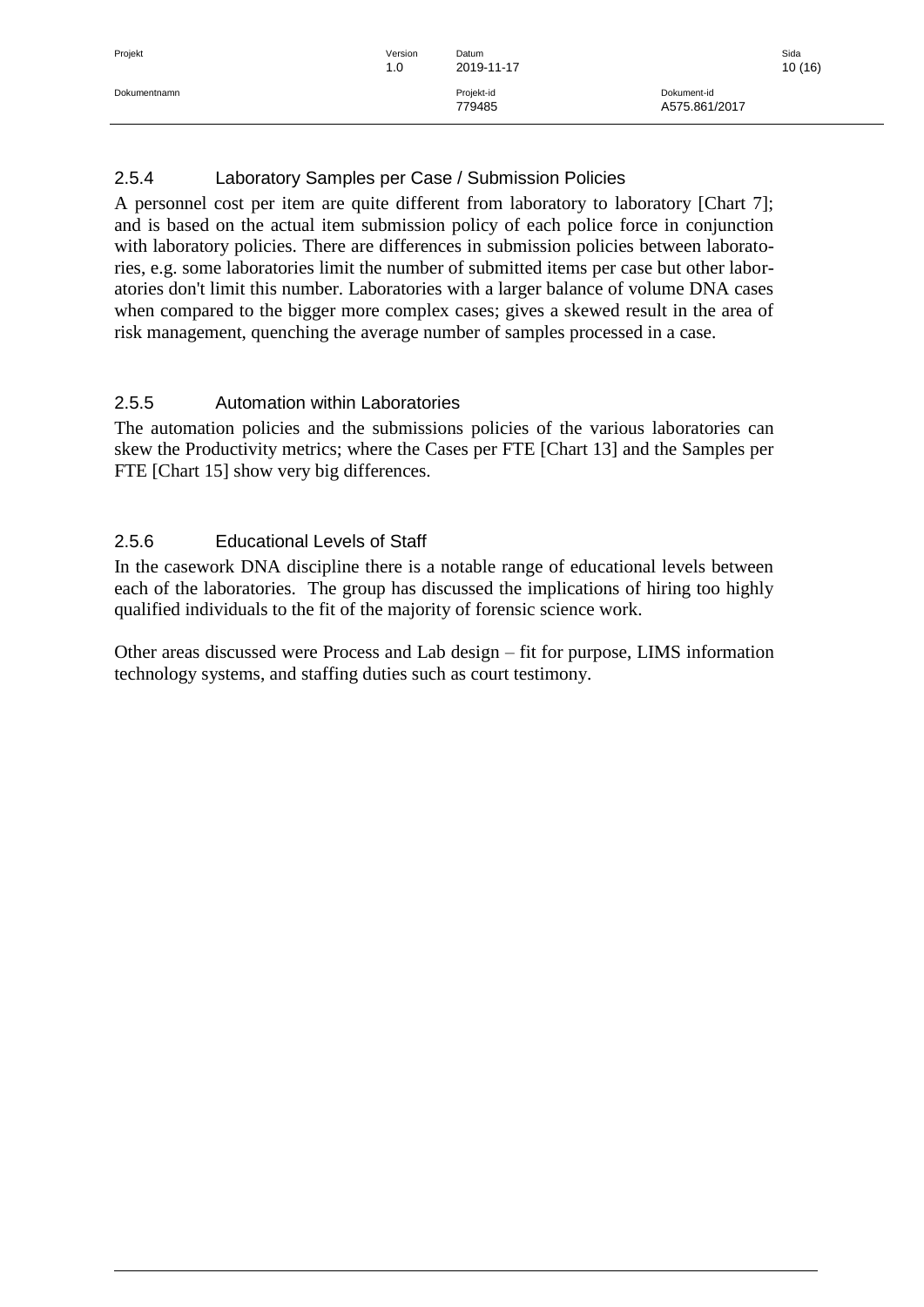### 2.5.4 Laboratory Samples per Case / Submission Policies

A personnel cost per item are quite different from laboratory to laboratory [Chart 7]; and is based on the actual item submission policy of each police force in conjunction with laboratory policies. There are differences in submission policies between laboratories, e.g. some laboratories limit the number of submitted items per case but other laboratories don't limit this number. Laboratories with a larger balance of volume DNA cases when compared to the bigger more complex cases; gives a skewed result in the area of risk management, quenching the average number of samples processed in a case.

### 2.5.5 Automation within Laboratories

The automation policies and the submissions policies of the various laboratories can skew the Productivity metrics; where the Cases per FTE [Chart 13] and the Samples per FTE [Chart 15] show very big differences.

### 2.5.6 Educational Levels of Staff

In the casework DNA discipline there is a notable range of educational levels between each of the laboratories. The group has discussed the implications of hiring too highly qualified individuals to the fit of the majority of forensic science work.

Other areas discussed were Process and Lab design – fit for purpose, LIMS information technology systems, and staffing duties such as court testimony.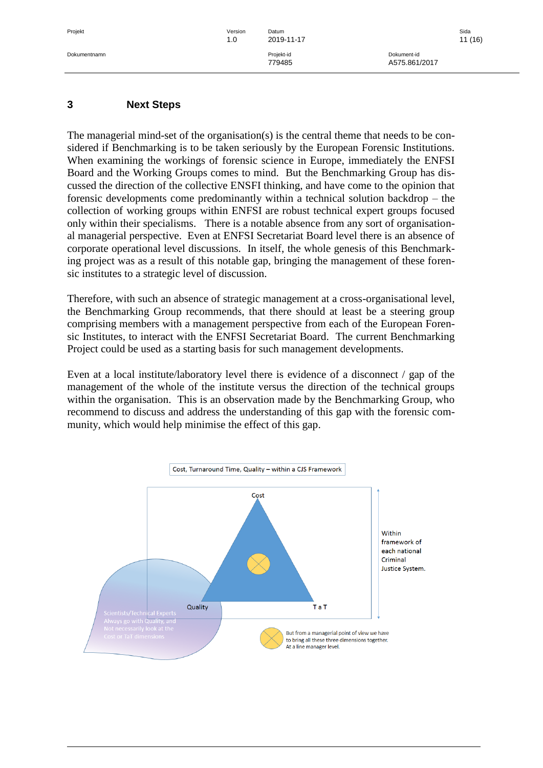## 3 Next Steps

The managerial mind-set of the organisation(s) is the central theme that needs to be considered if Benchmarking is to be taken seriously by the European Forensic Institutions. When examining the workings of forensic science in Europe, immediately the ENFSI Board and the Working Groups comes to mind. But the Benchmarking Group has discussed the direction of the collective ENSFI thinking, and have come to the opinion that forensic developments come predominantly within a technical solution backdrop – the collection of working groups within ENFSI are robust technical expert groups focused only within their specialisms. There is a notable absence from any sort of organisational managerial perspective. Even at ENFSI Secretariat Board level there is an absence of corporate operational level discussions. In itself, the whole genesis of this Benchmarking project was as a result of this notable gap, bringing the management of these forensic institutes to a strategic level of discussion.

Therefore, with such an absence of strategic management at a cross-organisational level, the Benchmarking Group recommends, that there should at least be a steering group comprising members with a management perspective from each of the European Forensic Institutes, to interact with the ENFSI Secretariat Board. The current Benchmarking Project could be used as a starting basis for such management developments.

Even at a local institute/laboratory level there is evidence of a disconnect / gap of the management of the whole of the institute versus the direction of the technical groups within the organisation. This is an observation made by the Benchmarking Group, who recommend to discuss and address the understanding of this gap with the forensic community, which would help minimise the effect of this gap.

Cost, Turnaround Time, Quality – within a CJS Framework

Cost

Quality

T a T

Within framework of each national Criminal Justice System.

Scientists/Technical Experts Always go with Quality, and Not necessarily look at the Cost or TaT dimensions

But from a managerial point of view we have to bring all these three dimensions together. At a line manager level.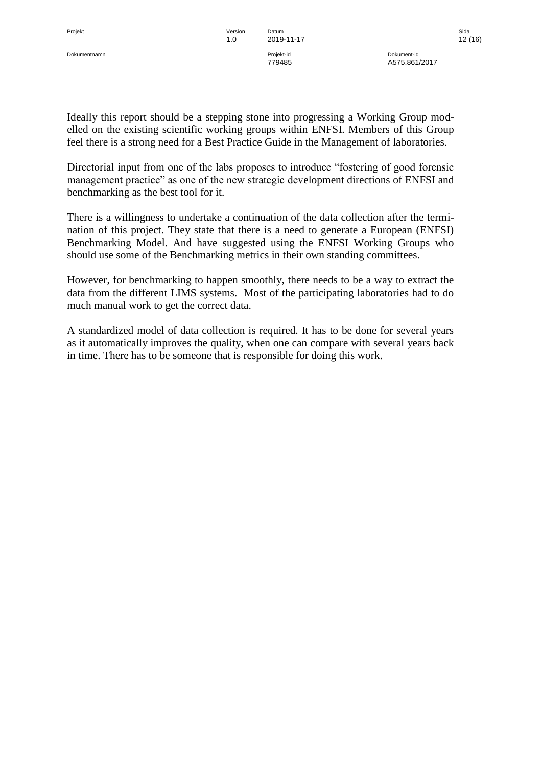Ideally this report should be a stepping stone into progressing a Working Group modelled on the existing scientific working groups within ENFSI. Members of this Group feel there is a strong need for a Best Practice Guide in the Management of laboratories.

Directorial input from one of the labs proposes to introduce "fostering of good forensic management practice" as one of the new strategic development directions of ENFSI and benchmarking as the best tool for it.

There is a willingness to undertake a continuation of the data collection after the termination of this project. They state that there is a need to generate a European (ENFSI) Benchmarking Model. And have suggested using the ENFSI Working Groups who should use some of the Benchmarking metrics in their own standing committees.

However, for benchmarking to happen smoothly, there needs to be a way to extract the data from the different LIMS systems. Most of the participating laboratories had to do much manual work to get the correct data.

A standardized model of data collection is required. It has to be done for several years as it automatically improves the quality, when one can compare with several years back in time. There has to be someone that is responsible for doing this work.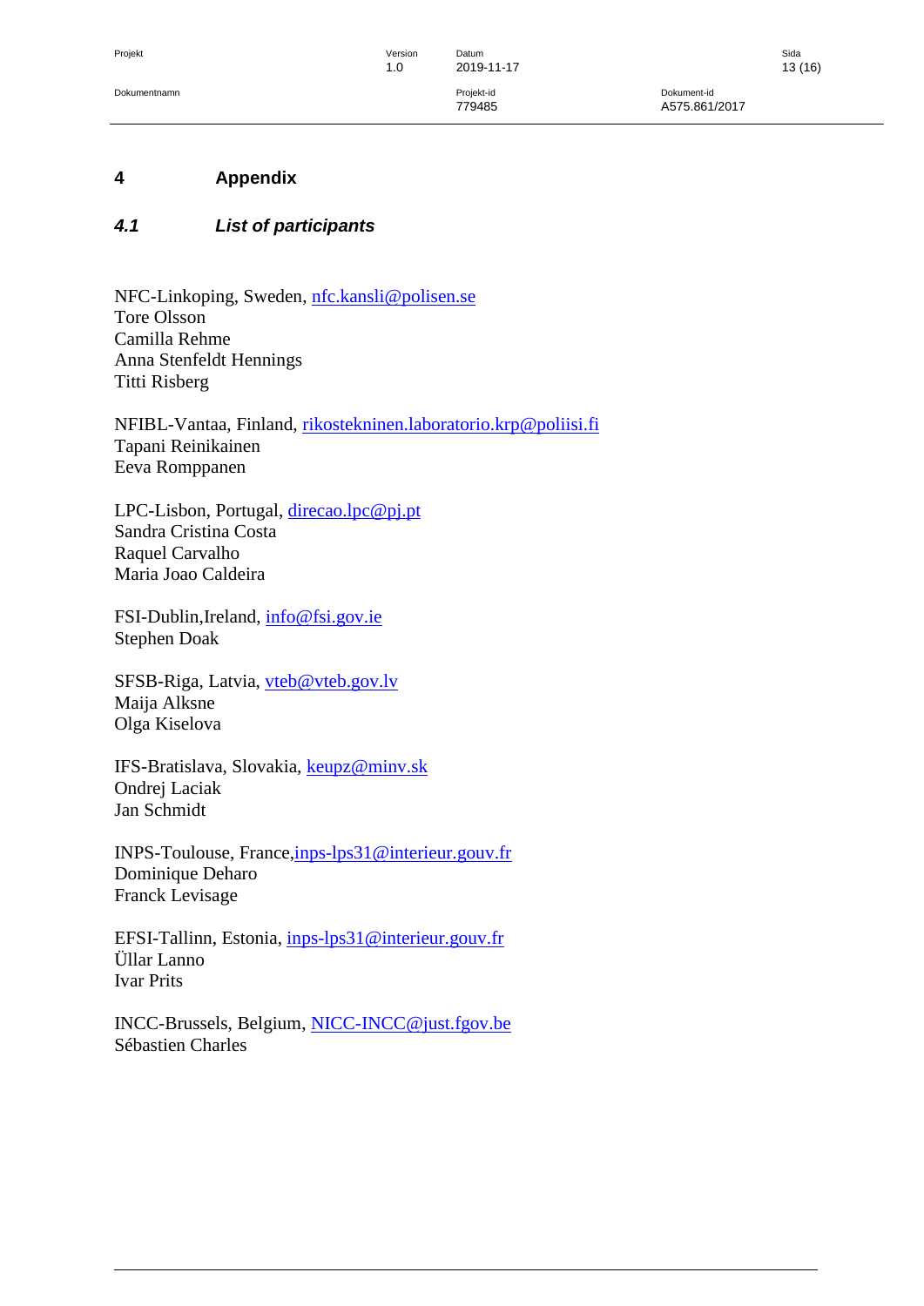# 4 Appendix

## *4.1 List of participants*

NFC-Linkoping, Sweden, nfc.kansli@polisen.se
Tore Olsson
Camilla Rehme
Anna Stenfeldt Hennings
Titti Risberg

NFIBL-Vantaa, Finland, rikostekninen.laboratorio.krp@poliisi.fi
Tapani Reinikainen
Eeva Romppanen

LPC-Lisbon, Portugal, direcao.lpc@pj.pt
Sandra Cristina Costa
Raquel Carvalho
Maria Joao Caldeira

FSI-Dublin,Ireland, info@fsi.gov.ie
Stephen Doak

SFSB-Riga, Latvia, vteb@vteb.gov.lv
Maija Alksne
Olga Kiselova

IFS-Bratislava, Slovakia, keupz@minv.sk
Ondrej Laciak
Jan Schmidt

INPS-Toulouse, France,inps-lps31@interieur.gouv.fr
Dominique Deharo
Franck Levisage

EFSI-Tallinn, Estonia, inps-lps31@interieur.gouv.fr
Üllar Lanno
Ivar Prits

INCC-Brussels, Belgium, NICC-INCC@just.fgov.be
Sébastien Charles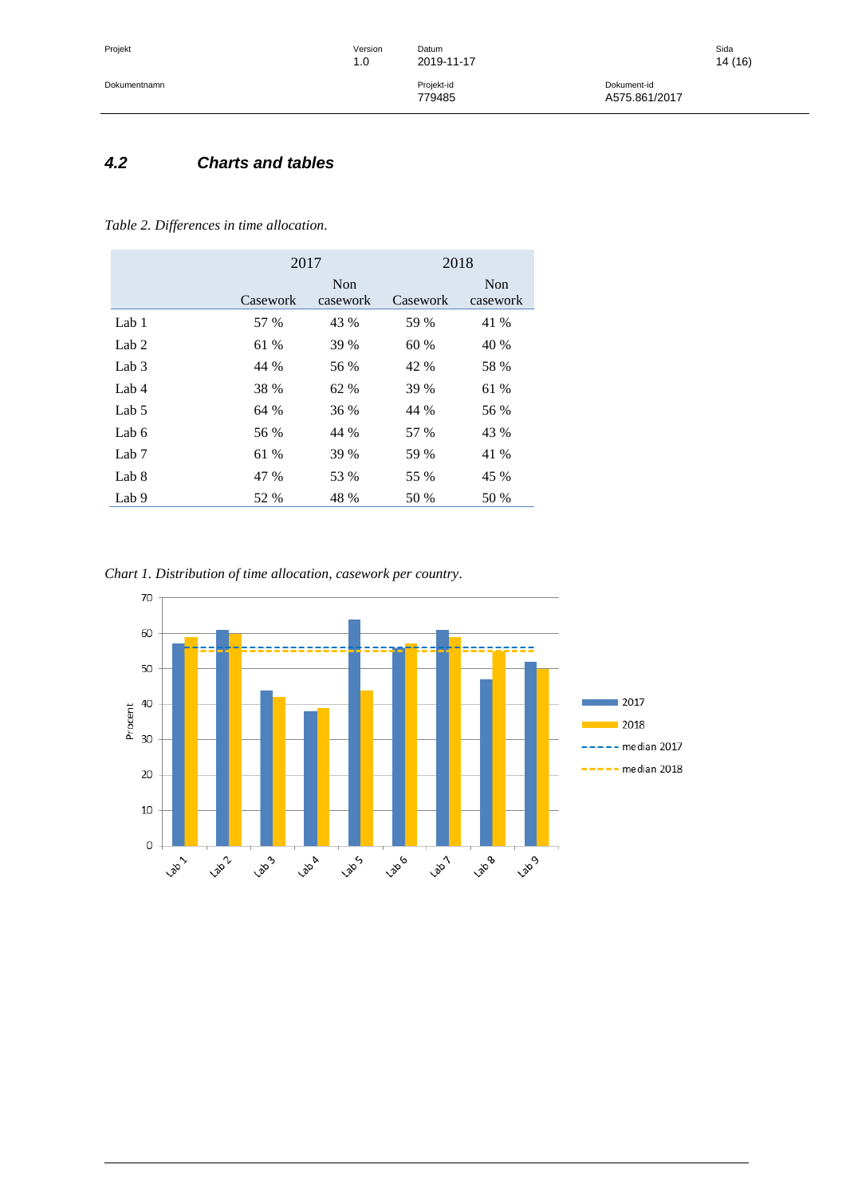### 4.2 Charts and tables

*Table 2. Differences in time allocation.*

| | 2017 | | 2018 | |
|---|---|---|---|---|
| | Casework | Non casework | Casework | Non casework |
| Lab 1 | 57 % | 43 % | 59 % | 41 % |
| Lab 2 | 61 % | 39 % | 60 % | 40 % |
| Lab 3 | 44 % | 56 % | 42 % | 58 % |
| Lab 4 | 38 % | 62 % | 39 % | 61 % |
| Lab 5 | 64 % | 36 % | 44 % | 56 % |
| Lab 6 | 56 % | 44 % | 57 % | 43 % |
| Lab 7 | 61 % | 39 % | 59 % | 41 % |
| Lab 8 | 47 % | 53 % | 55 % | 45 % |
| Lab 9 | 52 % | 48 % | 50 % | 50 % |

*Chart 1. Distribution of time allocation, casework per country.*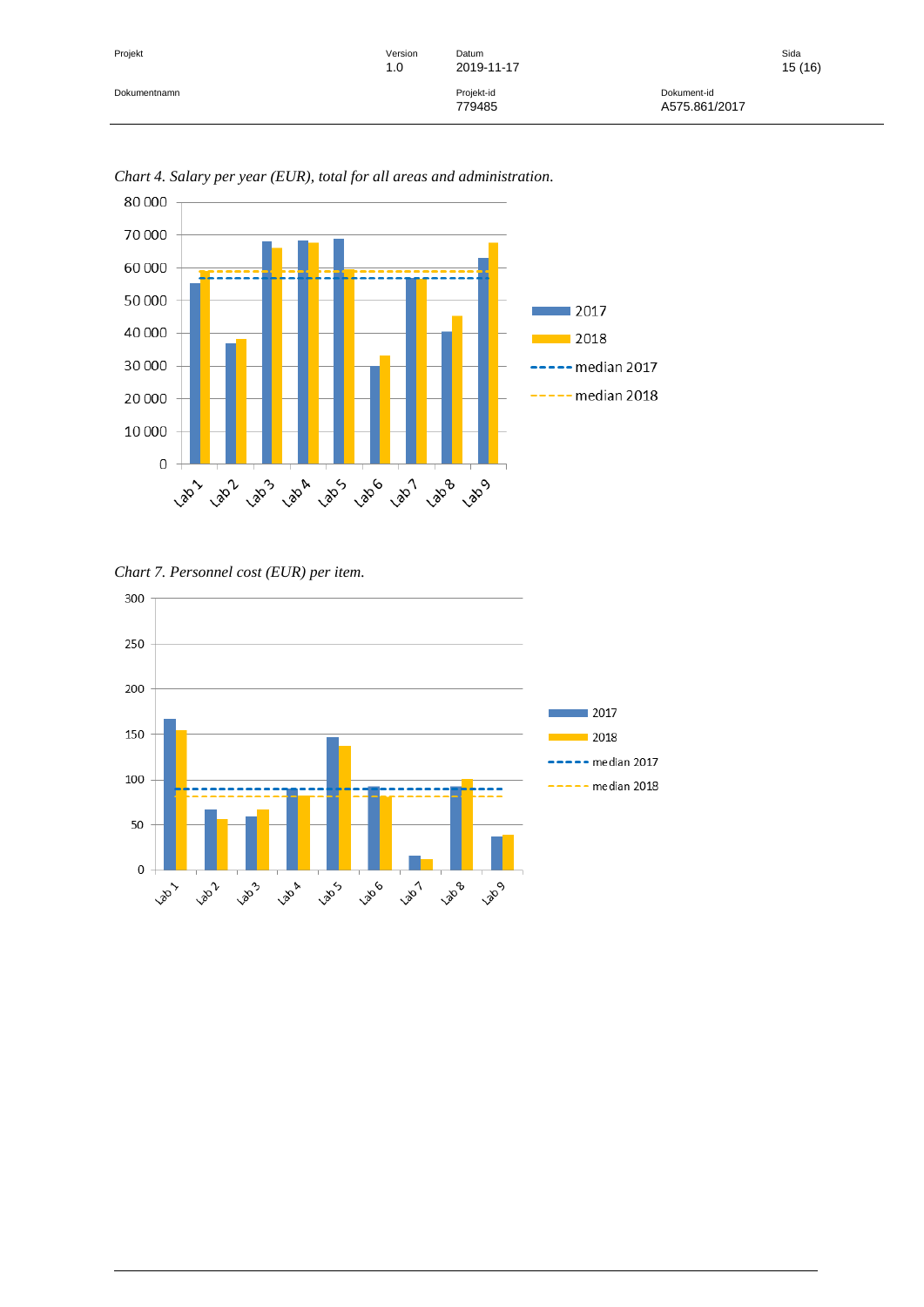*Chart 4. Salary per year (EUR), total for all areas and administration.*

*Chart 7. Personnel cost (EUR) per item.*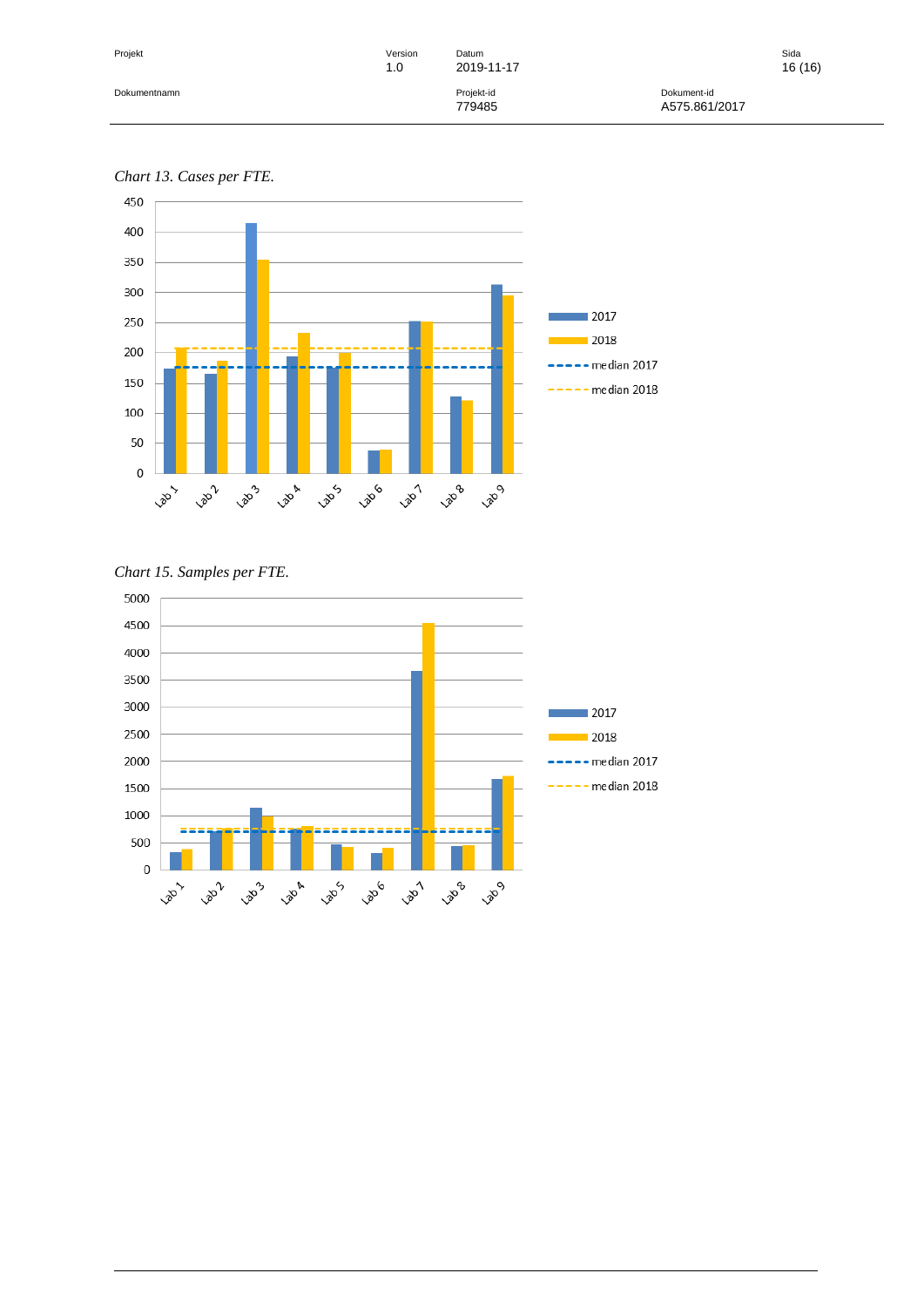*Chart 13. Cases per FTE.*

450
400
350
300
250
200
150
100
50
0

Lab 1
Lab 2
Lab 3
Lab 4
Lab 5
Lab 6
Lab 7
Lab 8
Lab 9

2017
2018
median 2017
median 2018

*Chart 15. Samples per FTE.*

5000
4500
4000
3500
3000
2500
2000
1500
1000
500
0

Lab 1
Lab 2
Lab 3
Lab 4
Lab 5
Lab 6
Lab 7
Lab 8
Lab 9

2017
2018
median 2017
median 2018